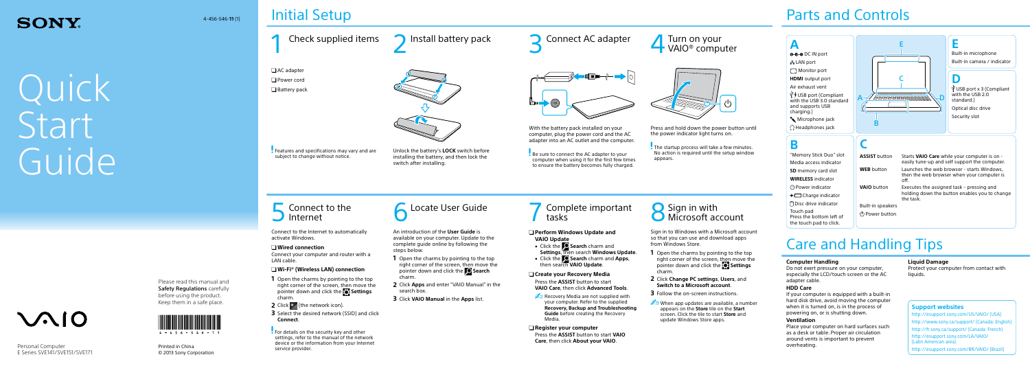# SONY

4-456-546-**11** (1)

# Quick Start Guide

Please read this manual and **Safety Regulations** carefully before using the product. Keep them in a safe place.

VAIO

Personal Computer
E Series SVE141/SVE151/SVE171

Printed in China
© 2013 Sony Corporation

# Initial Setup

## 1 Check supplied items

- ❑ AC adapter
- ❑ Power cord
- ❑ Battery pack

**!** Features and specifications may vary and are subject to change without notice.

## 2 Install battery pack

Unlock the battery's **LOCK** switch before installing the battery, and then lock the switch after installing.

## 3 Connect AC adapter

With the battery pack installed on your computer, plug the power cord and the AC adapter into an AC outlet and the computer.

**!** Be sure to connect the AC adapter to your computer when using it for the first times to ensure the battery becomes fully charged.

## 4 Turn on your VAIO® computer

Press and hold down the power button until the power indicator light turns on.

**!** The startup process will take a few minutes. No action is required until the setup window appears.

## 5 Connect to the Internet

Connect to the Internet to automatically activate Windows.

❑ **Wired connection**

Connect your computer and router with a LAN cable.

❑ **Wi-Fi® (Wireless LAN) connection**

1. Open the charms by pointing to the top right corner of the screen, then move the pointer down and click the **Settings** charm.
2. Click (the network icon).
3. Select the desired network (SSID) and click **Connect**.

**!** For details on the security key and other settings, refer to the manual of the network device or the information from your Internet service provider.

## 6 Locate User Guide

An introduction of the **User Guide** is available on your computer. Update to the complete guide online by following the steps below.

1. Open the charms by pointing to the top right corner of the screen, then move the pointer down and click the **Search** charm.
2. Click **Apps** and enter "VAIO Manual" in the search box.
3. Click **VAIO Manual** in the **Apps** list.

## 7 Complete important tasks

❑ **Perform Windows Update and VAIO Update**

- Click the **Search** charm and **Settings**, then search **Windows Update**.
- Click the **Search** charm and **Apps**, then search **VAIO Update**.

❑ **Create your Recovery Media**

Press the **ASSIST** button to start **VAIO Care**, then click **Advanced Tools**.

Recovery Media are not supplied with your computer. Refer to the supplied **Recovery, Backup and Troubleshooting Guide** before creating the Recovery Media.

❑ **Register your computer**

Press the **ASSIST** button to start **VAIO Care**, then click **About your VAIO**.

## 8 Sign in with Microsoft account

Sign in to Windows with a Microsoft account so that you can use and download apps from Windows Store.

1. Open the charms by pointing to the top right corner of the screen, then move the pointer down and click the **Settings** charm.
2. Click **Change PC settings**, **Users**, and **Switch to a Microsoft account**.
3. Follow the on-screen instructions.

When app updates are available, a number appears on the **Store** tile on the **Start** screen. Click the tile to start **Store** and update Windows Store apps.

# Parts and Controls

## A

- DC IN port
- LAN port
- Monitor port
- **HDMI** output port
- Air exhaust vent
- USB port (Compliant with the USB 3.0 standard and supports USB charging.)
- Microphone jack
- Headphones jack

## B

- "Memory Stick Duo" slot
- Media access indicator
- **SD** memory card slot
- **WIRELESS** indicator
- Power indicator
- Charge indicator
- Disc drive indicator
- Touch pad
  Press the bottom left of the touch pad to click.

## C

| | |
|---|---|
| **ASSIST** button | Starts **VAIO Care** while your computer is on - easily tune-up and self support the computer. |
| **WEB** button | Launches the web browser - starts Windows, then the web browser when your computer is off. |
| **VAIO** button | Executes the assigned task – pressing and holding down the button enables you to change the task. |
| Built-in speakers | |
| Power button | |

## D

- USB port x 3 (Compliant with the USB 2.0 standard.)
- Optical disc drive
- Security slot

## E

- Built-in microphone
- Built-in camera / indicator

# Care and Handling Tips

**Computer Handling**
Do not exert pressure on your computer, especially the LCD/touch screen or the AC adapter cable.

**HDD Care**
If your computer is equipped with a built-in hard disk drive, avoid moving the computer when it is turned on, is in the process of powering on, or is shutting down.

**Ventilation**
Place your computer on hard surfaces such as a desk or table. Proper air circulation around vents is important to prevent overheating.

**Liquid Damage**
Protect your computer from contact with liquids.

**Support websites**

- http://esupport.sony.com/US/VAIO/ (USA)
- http://www.sony.ca/support/ (Canada: English)
- http://fr.sony.ca/support/ (Canada: French)
- http://esupport.sony.com/LA/VAIO/ (Latin American area)
- http://esupport.sony.com/BR/VAIO/ (Brazil)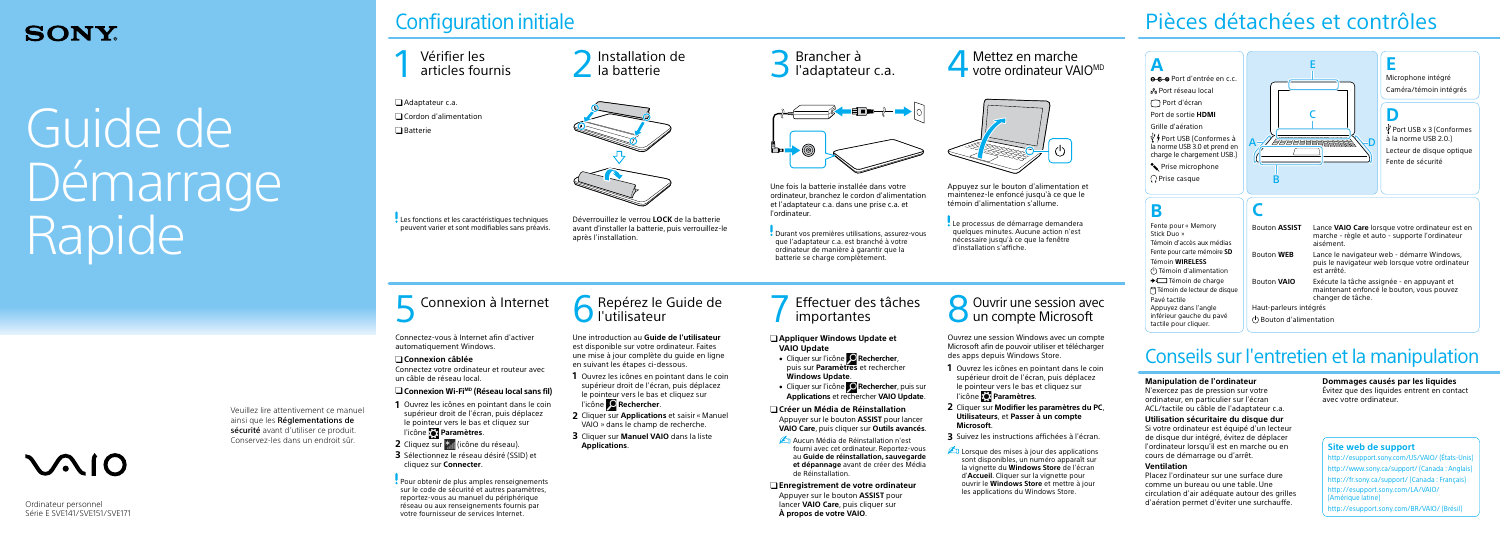# SONY

# Guide de Démarrage Rapide

Veuillez lire attentivement ce manuel ainsi que les **Règlementations de sécurité** avant d'utiliser ce produit. Conservez-les dans un endroit sûr.

VAIO

Ordinateur personnel
Série E SVE141/SVE151/SVE171

## Configuration initiale

### 1 Vérifier les articles fournis

- ❑ Adaptateur c.a.
- ❑ Cordon d'alimentation
- ❑ Batterie

! Les fonctions et les caractéristiques techniques peuvent varier et sont modifiables sans préavis.

### 2 Installation de la batterie

Déverrouillez le verrou **LOCK** de la batterie avant d'installer la batterie, puis verrouillez-le après l'installation.

### 3 Brancher à l'adaptateur c.a.

Une fois la batterie installée dans votre ordinateur, branchez le cordon d'alimentation et l'adaptateur c.a. dans une prise c.a. et l'ordinateur.

! Durant vos premières utilisations, assurez-vous que l'adaptateur c.a. est branché à votre ordinateur de manière à garantir que la batterie se charge complètement.

### 4 Mettez en marche votre ordinateur VAIO[MD]

Appuyez sur le bouton d'alimentation et maintenez-le enfoncé jusqu'à ce que le témoin d'alimentation s'allume.

! Le processus de démarrage demandera quelques minutes. Aucune action n'est nécessaire jusqu'à ce que la fenêtre d'installation s'affiche.

### 5 Connexion à Internet

Connectez-vous à Internet afin d'activer automatiquement Windows.

❑ **Connexion câblée**

Connectez votre ordinateur et routeur avec un câble de réseau local.

❑ **Connexion Wi-Fi[MD] (Réseau local sans fil)**

1. Ouvrez les icônes en pointant dans le coin supérieur droit de l'écran, puis déplacez le pointeur vers le bas et cliquez sur l'icône **Paramètres**.
2. Cliquez sur (icône du réseau).
3. Sélectionnez le réseau désiré (SSID) et cliquez sur **Connecter**.

! Pour obtenir de plus amples renseignements sur le code de sécurité et autres paramètres, reportez-vous au manuel du périphérique réseau ou aux renseignements fournis par votre fournisseur de services Internet.

### 6 Repérez le Guide de l'utilisateur

Une introduction au **Guide de l'utilisateur** est disponible sur votre ordinateur. Faites une mise à jour complète du guide en ligne en suivant les étapes ci-dessous.

1. Ouvrez les icônes en pointant dans le coin supérieur droit de l'écran, puis déplacez le pointeur vers le bas et cliquez sur l'icône **Rechercher**.
2. Cliquer sur **Applications** et saisir « Manuel VAIO » dans le champ de recherche.
3. Cliquer sur **Manuel VAIO** dans la liste **Applications**.

### 7 Effectuer des tâches importantes

❑ **Appliquer Windows Update et VAIO Update**

- Cliquer sur l'icône **Rechercher**, puis sur **Paramètres** et rechercher **Windows Update**.
- Cliquer sur l'icône **Rechercher**, puis sur **Applications** et rechercher **VAIO Update**.

❑ **Créer un Média de Réinstallation**

Appuyer sur le bouton **ASSIST** pour lancer **VAIO Care**, puis cliquer sur **Outils avancés**.

Aucun Média de Réinstallation n'est fourni avec cet ordinateur. Reportez-vous au **Guide de réinstallation, sauvegarde et dépannage** avant de créer des Média de Réinstallation.

❑ **Enregistrement de votre ordinateur**

Appuyer sur le bouton **ASSIST** pour lancer **VAIO Care**, puis cliquer sur **À propos de votre VAIO**.

### 8 Ouvrir une session avec un compte Microsoft

Ouvrez une session Windows avec un compte Microsoft afin de pouvoir utiliser et télécharger des apps depuis Windows Store.

1. Ouvrez les icônes en pointant dans le coin supérieur droit de l'écran, puis déplacez le pointeur vers le bas et cliquez sur l'icône **Paramètres**.
2. Cliquer sur **Modifier les paramètres du PC**, **Utilisateurs**, et **Passer à un compte Microsoft**.
3. Suivez les instructions affichées à l'écran.

Lorsque des mises à jour des applications sont disponibles, un numéro apparaît sur la vignette du **Windows Store** de l'écran d'**Accueil**. Cliquer sur la vignette pour ouvrir le **Windows Store** et mettre à jour les applications du Windows Store.

## Pièces détachées et contrôles

**A**

- Port d'entrée en c.c.
- Port réseau local
- Port d'écran
- Port de sortie **HDMI**
- Grille d'aération
- Port USB (Conformes à la norme USB 3.0 et prend en charge le chargement USB.)
- Prise microphone
- Prise casque

**E**

- Microphone intégré
- Caméra/témoin intégrés

**D**

- Port USB x 3 (Conformes à la norme USB 2.0.)
- Lecteur de disque optique
- Fente de sécurité

**B**

- Fente pour « Memory Stick Duo »
- Témoin d'accès aux médias
- Fente pour carte mémoire **SD**
- Témoin **WIRELESS**
- Témoin d'alimentation
- Témoin de charge
- Témoin de lecteur de disque
- Pavé tactile
- Appuyez dans l'angle inférieur gauche du pavé tactile pour cliquer.

**C**

| | |
|---|---|
| Bouton **ASSIST** | Lance **VAIO Care** lorsque votre ordinateur est en marche - règle et auto - supporte l'ordinateur aisément. |
| Bouton **WEB** | Lance le navigateur web - démarre Windows, puis le navigateur web lorsque votre ordinateur est arrêté. |
| Bouton **VAIO** | Exécute la tâche assignée - en appuyant et maintenant enfoncé le bouton, vous pouvez changer de tâche. |

- Haut-parleurs intégrés
- Bouton d'alimentation

## Conseils sur l'entretien et la manipulation

**Manipulation de l'ordinateur**

N'exercez pas de pression sur votre ordinateur, en particulier sur l'écran ACL/tactile ou câble de l'adaptateur c.a.

**Utilisation sécuritaire du disque dur**

Si votre ordinateur est équipé d'un lecteur de disque dur intégré, évitez de déplacer l'ordinateur lorsqu'il est en marche ou en cours de démarrage ou d'arrêt.

**Ventilation**

Placez l'ordinateur sur une surface dure comme un bureau ou une table. Une circulation d'air adéquate autour des grilles d'aération permet d'éviter une surchauffe.

**Dommages causés par les liquides**

Évitez que des liquides entrent en contact avec votre ordinateur.

**Site web de support**

http://esupport.sony.com/US/VAIO/ (États-Unis)
http://www.sony.ca/support/ (Canada : Anglais)
http://fr.sony.ca/support/ (Canada : Français)
http://esupport.sony.com/LA/VAIO/ (Amérique latine)
http://esupport.sony.com/BR/VAIO/ (Brésil)